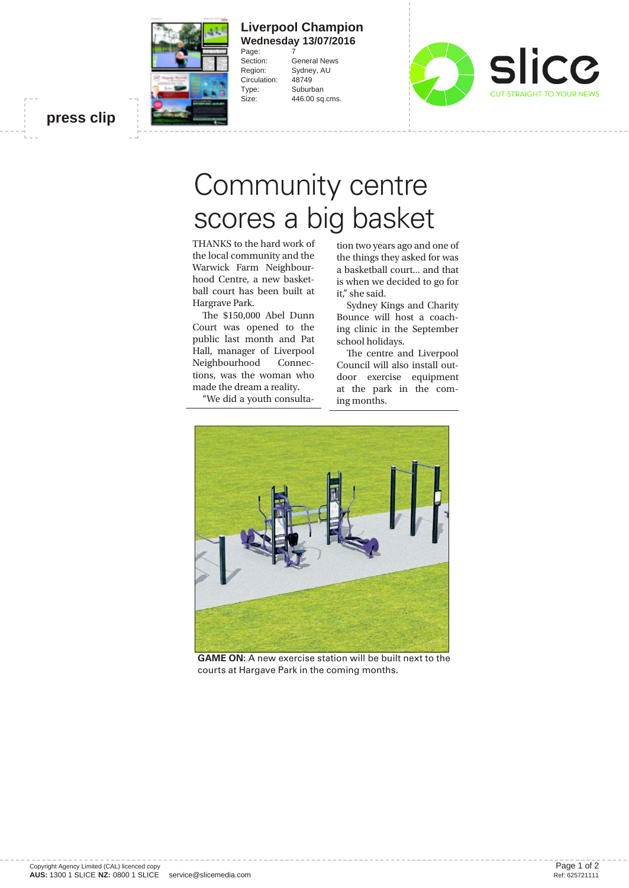press clip

**Liverpool Champion**
**Wednesday 13/07/2016**

| | |
|---|---|
| Page: | 7 |
| Section: | General News |
| Region: | Sydney, AU |
| Circulation: | 48749 |
| Type: | Suburban |
| Size: | 446.00 sq.cms. |

slice
CUT STRAIGHT TO YOUR NEWS

# Community centre scores a big basket

THANKS to the hard work of the local community and the Warwick Farm Neighbourhood Centre, a new basketball court has been built at Hargrave Park.

The $150,000 Abel Dunn Court was opened to the public last month and Pat Hall, manager of Liverpool Neighbourhood Connections, was the woman who made the dream a reality.

"We did a youth consultation two years ago and one of the things they asked for was a basketball court... and that is when we decided to go for it," she said.

Sydney Kings and Charity Bounce will host a coaching clinic in the September school holidays.

The centre and Liverpool Council will also install outdoor exercise equipment at the park in the coming months.

**GAME ON:** A new exercise station will be built next to the courts at Hargave Park in the coming months.

Copyright Agency Limited (CAL) licenced copy
**AUS:** 1300 1 SLICE **NZ:** 0800 1 SLICE service@slicemedia.com

Ref: 625721111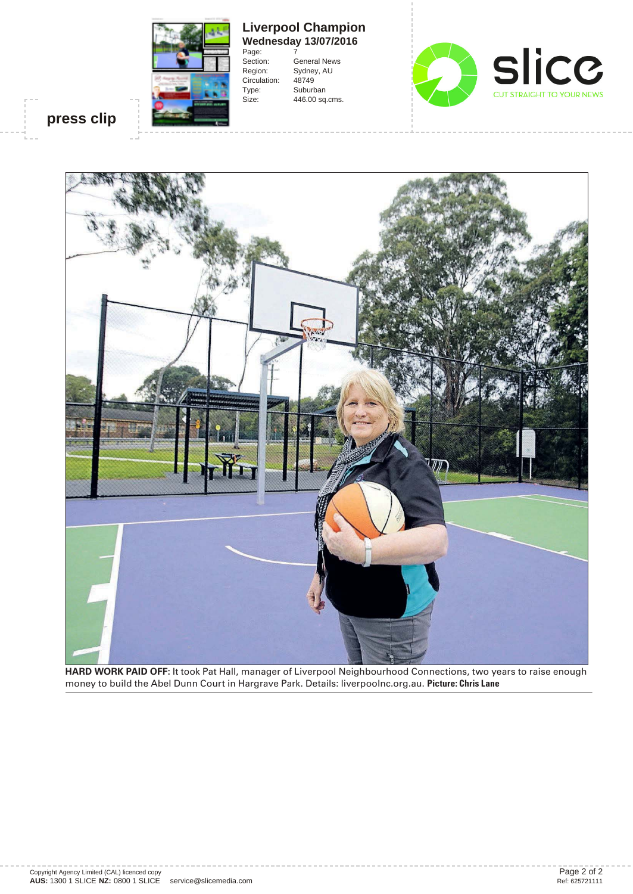press clip

**Liverpool Champion**
**Wednesday 13/07/2016**

| | |
|---|---|
| Page: | 7 |
| Section: | General News |
| Region: | Sydney, AU |
| Circulation: | 48749 |
| Type: | Suburban |
| Size: | 446.00 sq.cms. |

slice
CUT STRAIGHT TO YOUR NEWS

**HARD WORK PAID OFF:** It took Pat Hall, manager of Liverpool Neighbourhood Connections, two years to raise enough money to build the Abel Dunn Court in Hargrave Park. Details: liverpoolnc.org.au. **Picture: Chris Lane**

Copyright Agency Limited (CAL) licenced copy
**AUS:** 1300 1 SLICE **NZ:** 0800 1 SLICE service@slicemedia.com

Ref: 625721111